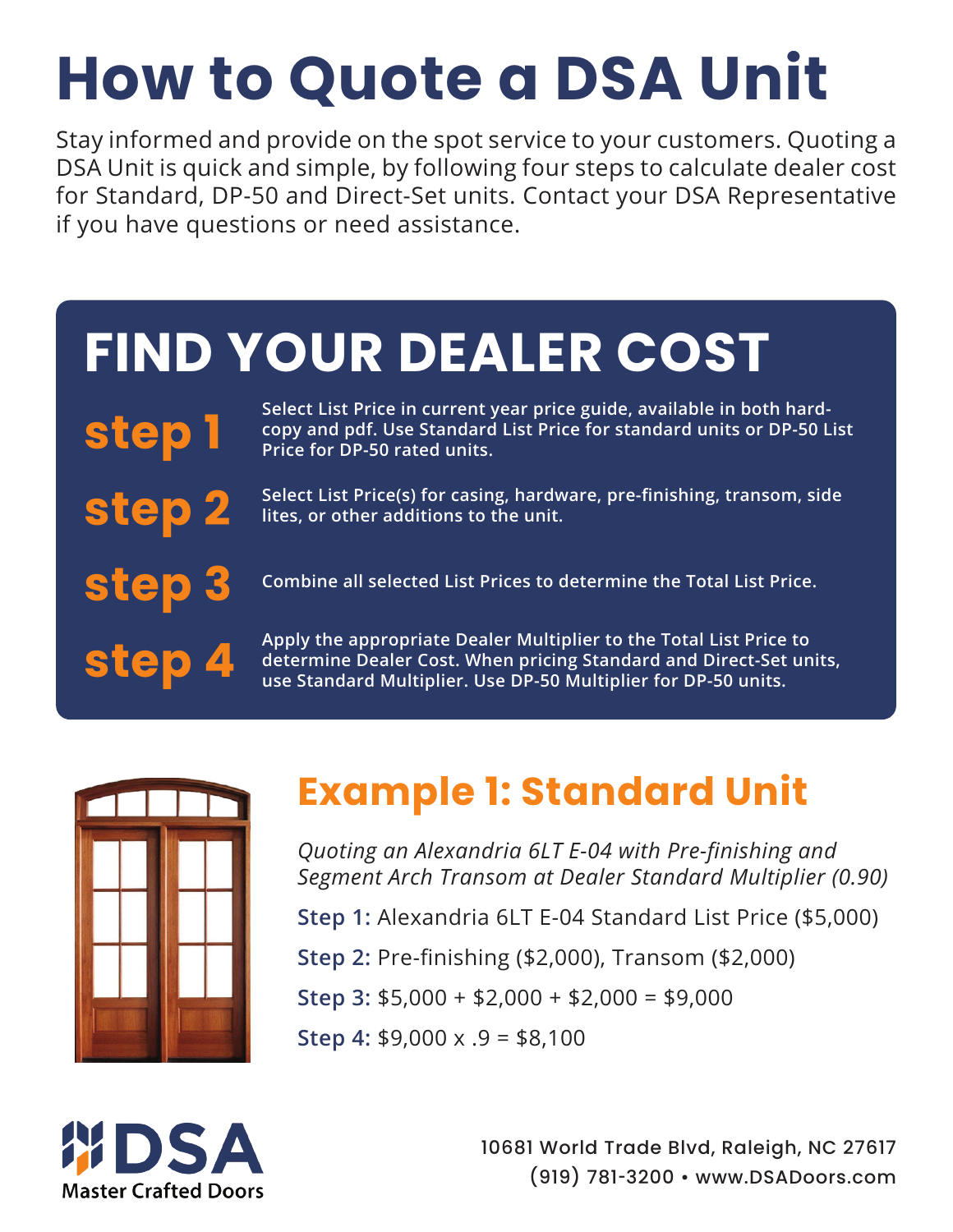# How to Quote a DSA Unit

Stay informed and provide on the spot service to your customers. Quoting a DSA Unit is quick and simple, by following four steps to calculate dealer cost for Standard, DP-50 and Direct-Set units. Contact your DSA Representative if you have questions or need assistance.

## FIND YOUR DEALER COST

**step 1** — Select List Price in current year price guide, available in both hard-copy and pdf. Use Standard List Price for standard units or DP-50 List Price for DP-50 rated units.

**step 2** — Select List Price(s) for casing, hardware, pre-finishing, transom, side lites, or other additions to the unit.

**step 3** — Combine all selected List Prices to determine the Total List Price.

**step 4** — Apply the appropriate Dealer Multiplier to the Total List Price to determine Dealer Cost. When pricing Standard and Direct-Set units, use Standard Multiplier. Use DP-50 Multiplier for DP-50 units.

## Example 1: Standard Unit

*Quoting an Alexandria 6LT E-04 with Pre-finishing and Segment Arch Transom at Dealer Standard Multiplier (0.90)*

**Step 1:** Alexandria 6LT E-04 Standard List Price ($5,000)

**Step 2:** Pre-finishing ($2,000), Transom ($2,000)

**Step 3:** $5,000 + $2,000 + $2,000 = $9,000

**Step 4:** $9,000 x .9 = $8,100

**DSA** Master Crafted Doors

10681 World Trade Blvd, Raleigh, NC 27617
(919) 781-3200 • www.DSADoors.com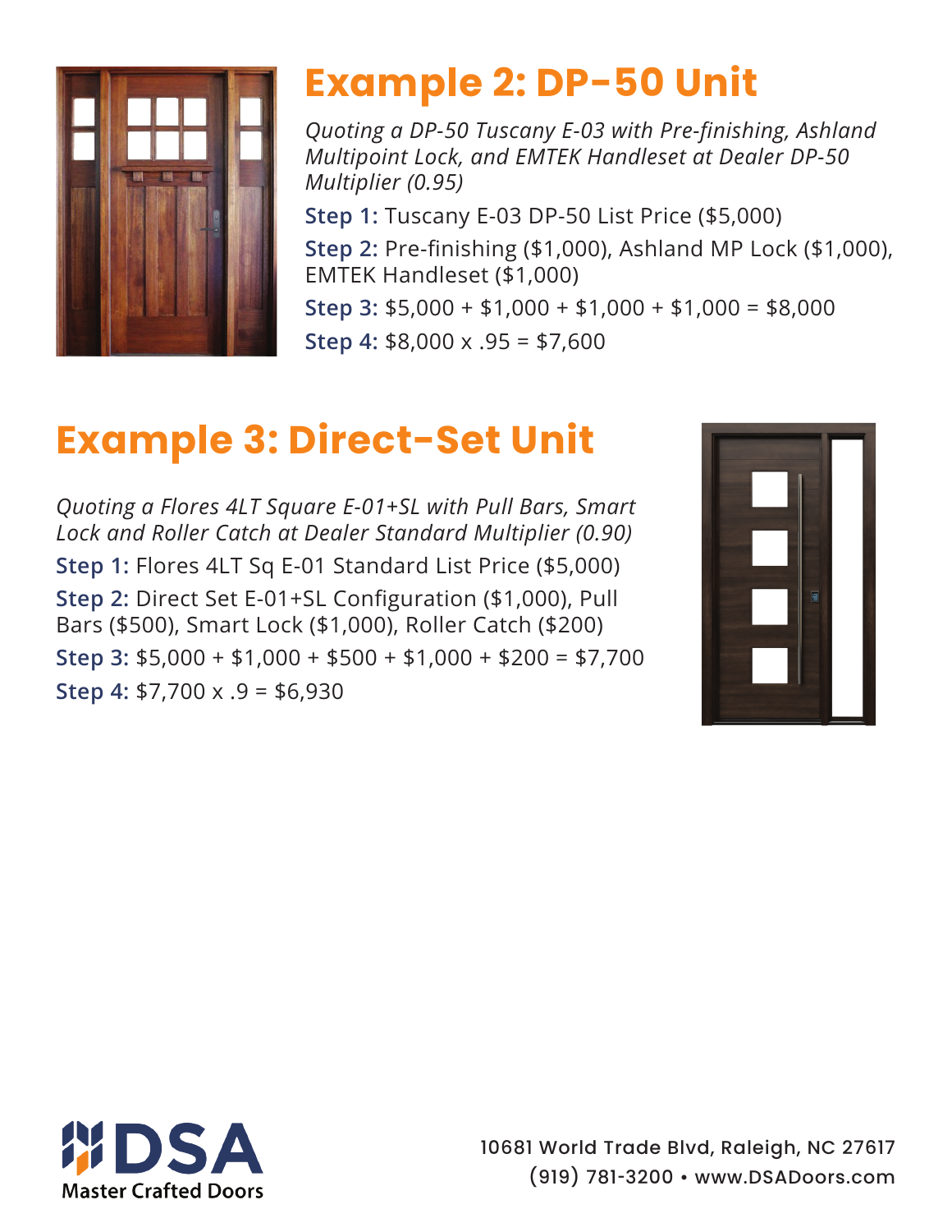## Example 2: DP-50 Unit

*Quoting a DP-50 Tuscany E-03 with Pre-finishing, Ashland Multipoint Lock, and EMTEK Handleset at Dealer DP-50 Multiplier (0.95)*

**Step 1:** Tuscany E-03 DP-50 List Price ($5,000)

**Step 2:** Pre-finishing ($1,000), Ashland MP Lock ($1,000), EMTEK Handleset ($1,000)

**Step 3:** $5,000 + $1,000 + $1,000 + $1,000 = $8,000

**Step 4:** $8,000 x .95 = $7,600

## Example 3: Direct-Set Unit

*Quoting a Flores 4LT Square E-01+SL with Pull Bars, Smart Lock and Roller Catch at Dealer Standard Multiplier (0.90)*

**Step 1:** Flores 4LT Sq E-01 Standard List Price ($5,000)

**Step 2:** Direct Set E-01+SL Configuration ($1,000), Pull Bars ($500), Smart Lock ($1,000), Roller Catch ($200)

**Step 3:** $5,000 + $1,000 + $500 + $1,000 + $200 = $7,700

**Step 4:** $7,700 x .9 = $6,930

DSA Master Crafted Doors

10681 World Trade Blvd, Raleigh, NC 27617
(919) 781-3200 • www.DSADoors.com